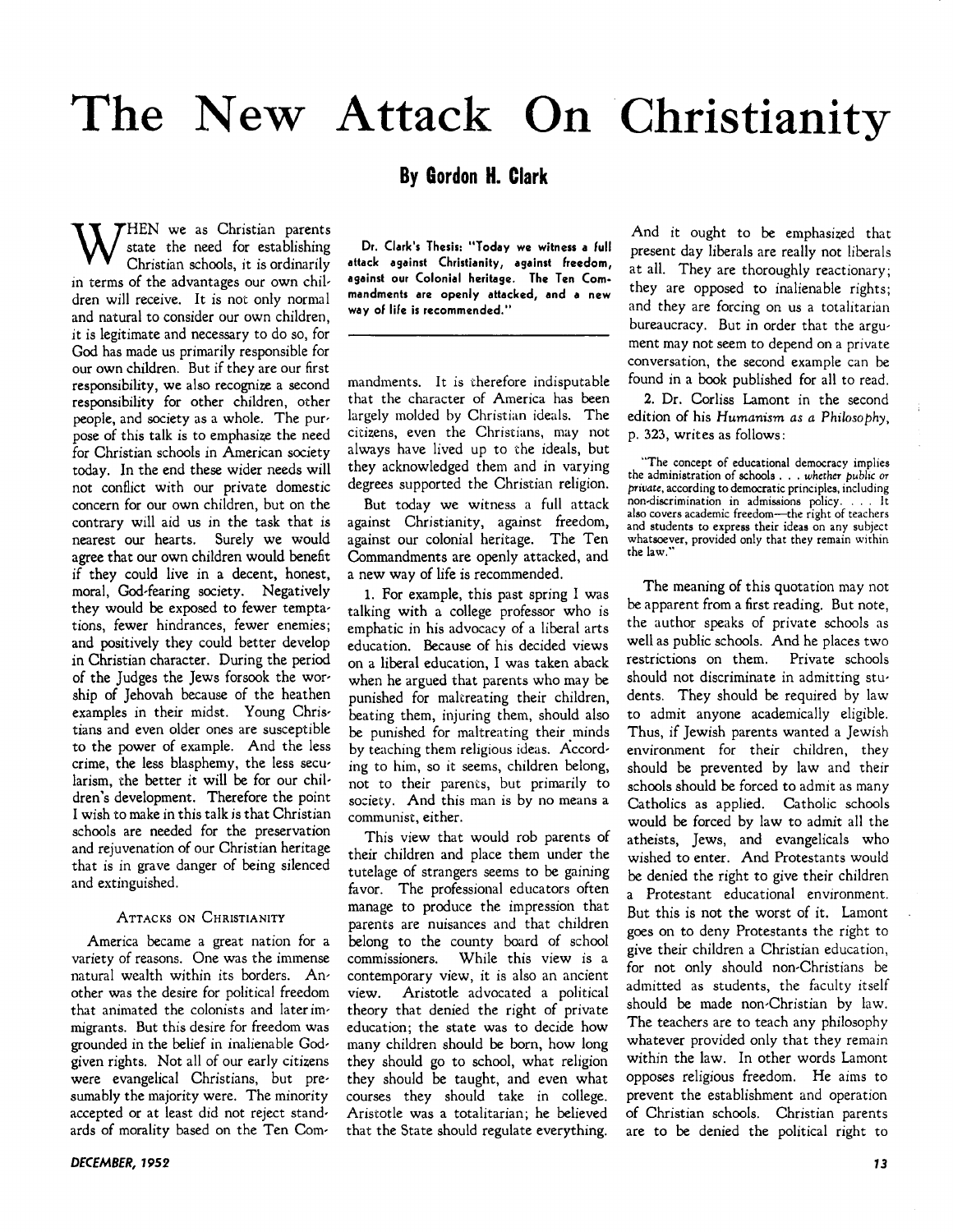# The New Attack On Christianity

## By Gordon H. Clark

**Dr. Clark's Thesis: "Today we witness a full attack against Christianity, against freedom, against our Colonial heritage. The Ten Commandments are openly attacked, and a new way of life is recommended."**

WHEN we as Christian parents state the need for establishing Christian schools, it is ordinarily in terms of the advantages our own children will receive. It is not only normal and natural to consider our own children, it is legitimate and necessary to do so, for God has made us primarily responsible for our own children. But if they are our first responsibility, we also recognize a second responsibility for other children, other people, and society as a whole. The purpose of this talk is to emphasize the need for Christian schools in American society today. In the end these wider needs will not conflict with our private domestic concern for our own children, but on the contrary will aid us in the task that is nearest our hearts. Surely we would agree that our own children would benefit if they could live in a decent, honest, moral, God-fearing society. Negatively they would be exposed to fewer temptations, fewer hindrances, fewer enemies; and positively they could better develop in Christian character. During the period of the Judges the Jews forsook the worship of Jehovah because of the heathen examples in their midst. Young Christians and even older ones are susceptible to the power of example. And the less crime, the less blasphemy, the less secularism, the better it will be for our children's development. Therefore the point I wish to make in this talk is that Christian schools are needed for the preservation and rejuvenation of our Christian heritage that is in grave danger of being silenced and extinguished.

### Attacks on Christianity

America became a great nation for a variety of reasons. One was the immense natural wealth within its borders. Another was the desire for political freedom that animated the colonists and later immigrants. But this desire for freedom was grounded in the belief in inalienable God-given rights. Not all of our early citizens were evangelical Christians, but presumably the majority were. The minority accepted or at least did not reject standards of morality based on the Ten Commandments. It is therefore indisputable that the character of America has been largely molded by Christian ideals. The citizens, even the Christians, may not always have lived up to the ideals, but they acknowledged them and in varying degrees supported the Christian religion.

But today we witness a full attack against Christianity, against freedom, against our colonial heritage. The Ten Commandments are openly attacked, and a new way of life is recommended.

1. For example, this past spring I was talking with a college professor who is emphatic in his advocacy of a liberal arts education. Because of his decided views on a liberal education, I was taken aback when he argued that parents who may be punished for maltreating their children, beating them, injuring them, should also be punished for maltreating their minds by teaching them religious ideas. According to him, so it seems, children belong, not to their parents, but primarily to society. And this man is by no means a communist, either.

This view that would rob parents of their children and place them under the tutelage of strangers seems to be gaining favor. The professional educators often manage to produce the impression that parents are nuisances and that children belong to the county board of school commissioners. While this view is a contemporary view, it is also an ancient view. Aristotle advocated a political theory that denied the right of private education; the state was to decide how many children should be born, how long they should go to school, what religion they should be taught, and even what courses they should take in college. Aristotle was a totalitarian; he believed that the State should regulate everything.

And it ought to be emphasized that present day liberals are really not liberals at all. They are thoroughly reactionary; they are opposed to inalienable rights; and they are forcing on us a totalitarian bureaucracy. But in order that the argument may not seem to depend on a private conversation, the second example can be found in a book published for all to read.

2. Dr. Corliss Lamont in the second edition of his *Humanism as a Philosophy*, p. 323, writes as follows:

> "The concept of educational democracy implies the administration of schools . . . *whether public or private*, according to democratic principles, including non-discrimination in admissions policy. . . . It also covers academic freedom—the right of teachers and students to express their ideas on any subject whatsoever, provided only that they remain within the law."

The meaning of this quotation may not be apparent from a first reading. But note, the author speaks of private schools as well as public schools. And he places two restrictions on them. Private schools should not discriminate in admitting students. They should be required by law to admit anyone academically eligible. Thus, if Jewish parents wanted a Jewish environment for their children, they should be prevented by law and their schools should be forced to admit as many Catholics as applied. Catholic schools would be forced by law to admit all the atheists, Jews, and evangelicals who wished to enter. And Protestants would be denied the right to give their children a Protestant educational environment. But this is not the worst of it. Lamont goes on to deny Protestants the right to give their children a Christian education, for not only should non-Christians be admitted as students, the faculty itself should be made non-Christian by law. The teachers are to teach any philosophy whatever provided only that they remain within the law. In other words Lamont opposes religious freedom. He aims to prevent the establishment and operation of Christian schools. Christian parents are to be denied the political right to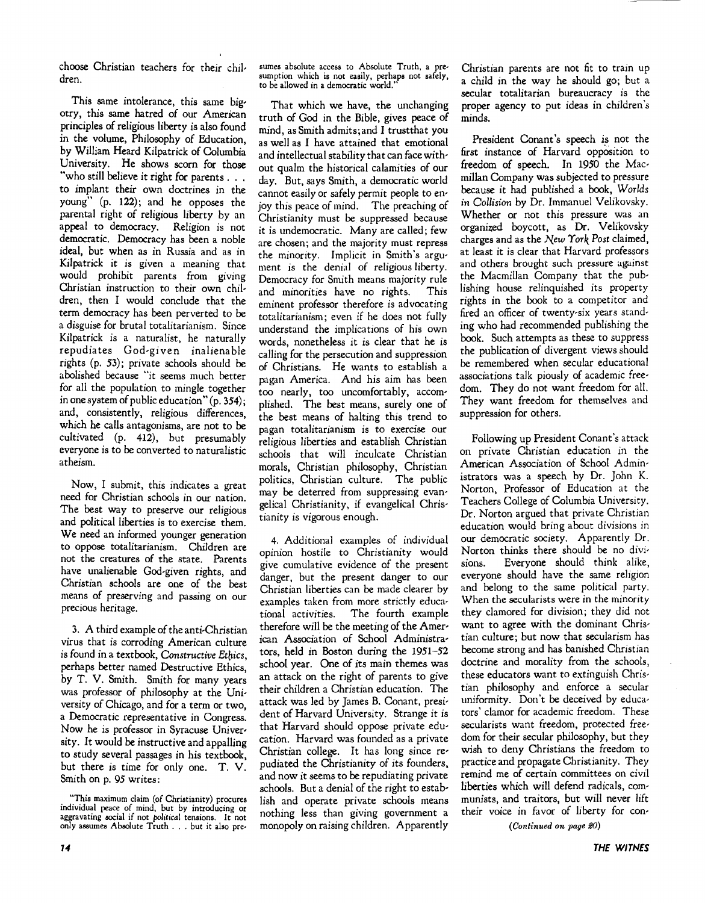choose Christian teachers for their children.

This same intolerance, this same bigotry, this same hatred of our American principles of religious liberty is also found in the volume, Philosophy of Education, by William Heard Kilpatrick of Columbia University. He shows scorn for those "who still believe it right for parents . . . to implant their own doctrines in the young" (p. 122); and he opposes the parental right of religious liberty by an appeal to democracy. Religion is not democratic. Democracy has been a noble ideal, but when as in Russia and as in Kilpatrick it is given a meaning that would prohibit parents from giving Christian instruction to their own children, then I would conclude that the term democracy has been perverted to be a disguise for brutal totalitarianism. Since Kilpatrick is a naturalist, he naturally repudiates God-given inalienable rights (p. 53); private schools should be abolished because "it seems much better for all the population to mingle together in one system of public education" (p. 354); and, consistently, religious differences, which he calls antagonisms, are not to be cultivated (p. 412), but presumably everyone is to be converted to naturalistic atheism.

Now, I submit, this indicates a great need for Christian schools in our nation. The best way to preserve our religious and political liberties is to exercise them. We need an informed younger generation to oppose totalitarianism. Children are not the creatures of the state. Parents have unalienable God-given rights, and Christian schools are one of the best means of preserving and passing on our precious heritage.

3. A third example of the anti-Christian virus that is corroding American culture is found in a textbook, *Constructive Ethics*, perhaps better named Destructive Ethics, by T. V. Smith. Smith for many years was professor of philosophy at the University of Chicago, and for a term or two, a Democratic representative in Congress. Now he is professor in Syracuse University. It would be instructive and appalling to study several passages in his textbook, but there is time for only one. T. V. Smith on p. 95 writes:

"This maximum claim (of Christianity) procures individual peace of mind, but by introducing or aggravating social if not *political* tensions. It not only assumes Absolute Truth . . . but it also presumes absolute access to Absolute Truth, a presumption which is not easily, perhaps not safely, to be allowed in a democratic world."

That which we have, the unchanging truth of God in the Bible, gives peace of mind, as Smith admits; and I trust that you as well as I have attained that emotional and intellectual stability that can face without qualm the historical calamities of our day. But, says Smith, a democratic world cannot easily or safely permit people to enjoy this peace of mind. The preaching of Christianity must be suppressed because it is undemocratic. Many are called; few are chosen; and the majority must repress the minority. Implicit in Smith's argument is the denial of religious liberty. Democracy for Smith means majority rule and minorities have no rights. This eminent professor therefore is advocating totalitarianism; even if he does not fully understand the implications of his own words, nonetheless it is clear that he is calling for the persecution and suppression of Christians. He wants to establish a pagan America. And his aim has been too nearly, too uncomfortably, accomplished. The best means, surely one of the best means of halting this trend to pagan totalitarianism is to exercise our religious liberties and establish Christian schools that will inculcate Christian morals, Christian philosophy, Christian politics, Christian culture. The public may be deterred from suppressing evangelical Christianity, if evangelical Christianity is vigorous enough.

4. Additional examples of individual opinion hostile to Christianity would give cumulative evidence of the present danger, but the present danger to our Christian liberties can be made clearer by examples taken from more strictly educational activities. The fourth example therefore will be the meeting of the American Association of School Administrators, held in Boston during the 1951–52 school year. One of its main themes was an attack on the right of parents to give their children a Christian education. The attack was led by James B. Conant, president of Harvard University. Strange it is that Harvard should oppose private education. Harvard was founded as a private Christian college. It has long since repudiated the Christianity of its founders, and now it seems to be repudiating private schools. But a denial of the right to establish and operate private schools means nothing less than giving government a monopoly on raising children. Apparently Christian parents are not fit to train up a child in the way he should go; but a secular totalitarian bureaucracy is the proper agency to put ideas in children's minds.

President Conant's speech is not the first instance of Harvard opposition to freedom of speech. In 1950 the Macmillan Company was subjected to pressure because it had published a book, *Worlds in Collision* by Dr. Immanuel Velikovsky. Whether or not this pressure was an organized boycott, as Dr. Velikovsky charges and as the *New York Post* claimed, at least it is clear that Harvard professors and others brought such pressure against the Macmillan Company that the publishing house relinquished its property rights in the book to a competitor and fired an officer of twenty-six years standing who had recommended publishing the book. Such attempts as these to suppress the publication of divergent views should be remembered when secular educational associations talk piously of academic freedom. They do not want freedom for all. They want freedom for themselves and suppression for others.

Following up President Conant's attack on private Christian education in the American Association of School Administrators was a speech by Dr. John K. Norton, Professor of Education at the Teachers College of Columbia University. Dr. Norton argued that private Christian education would bring about divisions in our democratic society. Apparently Dr. Norton thinks there should be no divisions. Everyone should think alike, everyone should have the same religion and belong to the same political party. When the secularists were in the minority they clamored for division; they did not want to agree with the dominant Christian culture; but now that secularism has become strong and has banished Christian doctrine and morality from the schools, these educators want to extinguish Christian philosophy and enforce a secular uniformity. Don't be deceived by educators' clamor for academic freedom. These secularists want freedom, protected freedom for their secular philosophy, but they wish to deny Christians the freedom to practice and propagate Christianity. They remind me of certain committees on civil liberties which will defend radicals, communists, and traitors, but will never lift their voice in favor of liberty for con-

*(Continued on page 20)*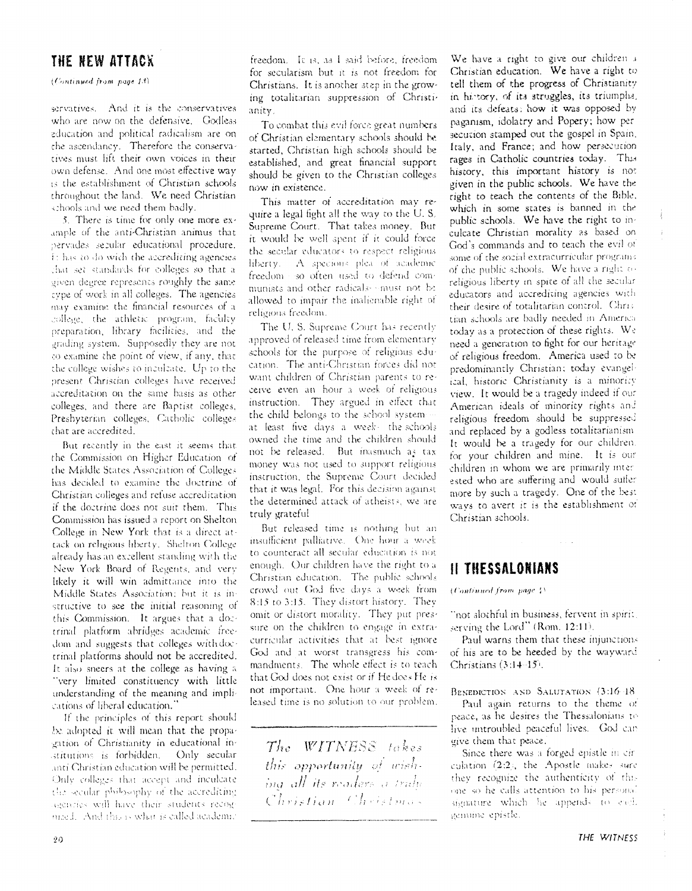## THE NEW ATTACK

*(Continued from page 18)*

servatives. And it is the conservatives who are now on the defensive. Godless education and political radicalism are on the ascendancy. Therefore the conservatives must lift their own voices in their own defense. And one most effective way is the establishment of Christian schools throughout the land. We need Christian schools and we need them badly.

5. There is time for only one more example of the anti-Christian animus that pervades secular educational procedure. It has to do with the accrediting agencies that set standards for colleges so that a given degree represents roughly the same type of work in all colleges. The agencies may examine the financial resources of a college, the athletic program, faculty preparation, library facilities, and the grading system. Supposedly they are not to examine the point of view, if any, that the college wishes to inculcate. Up to the present Christian colleges have received accreditation on the same basis as other colleges, and there are Baptist colleges, Presbyterian colleges, Catholic colleges that are accredited.

But recently in the east it seems that the Commission on Higher Education of the Middle States Association of Colleges has decided to examine the doctrine of Christian colleges and refuse accreditation if the doctrine does not suit them. This Commission has issued a report on Shelton College in New York that is a direct attack on religious liberty. Shelton College already has an excellent standing with the New York Board of Regents, and very likely it will win admittance into the Middle States Association; but it is instructive to see the initial reasoning of this Commission. It argues that a doctrinal platform abridges academic freedom and suggests that colleges with doctrinal platforms should not be accredited. It also sneers at the college as having a "very limited constituency with little understanding of the meaning and implications of liberal education."

If the principles of this report should be adopted it will mean that the propagation of Christianity in educational institutions is forbidden. Only secular anti-Christian education will be permitted. Only colleges that accept and inculcate the secular philosophy of the accrediting agencies will have their students recognized. And this is what is called academic freedom. It is, as I said before, freedom for secularism but it is not freedom for Christians. It is another step in the growing totalitarian suppression of Christianity.

To combat this evil force great numbers of Christian elementary schools should be started, Christian high schools should be established, and great financial support should be given to the Christian colleges now in existence.

This matter of accreditation may require a legal fight all the way to the U. S. Supreme Court. That takes money. But it would be well spent if it could force the secular educators to respect religious liberty. A specious plea of academic freedom—so often used to defend communists and other radicals—must not be allowed to impair the inalienable right of religious freedom.

The U. S. Supreme Court has recently approved of released time from elementary schools for the purpose of religious education. The anti-Christian forces did not want children of Christian parents to receive even an hour a week of religious instruction. They argued in effect that the child belongs to the school system—at least five days a week—the schools owned the time and the children should not be released. But inasmuch as tax money was not used to support religious instruction, the Supreme Court decided that it was legal. For this decision against the determined attack of atheists, we are truly grateful.

But released time is nothing but an insufficient palliative. One hour a week to counteract all secular education is not enough. Our children have the right to a Christian education. The public schools crowd out God five days a week from 8:15 to 3:15. They distort history. They omit or distort morality. They put pressure on the children to engage in extracurricular activities that at best ignore God and at worst transgress his commandments. The whole effect is to teach that God does not exist or if He does He is not important. One hour a week of released time is no solution to our problem.

We have a right to give our children a Christian education. We have a right to tell them of the progress of Christianity in history, of its struggles, its triumphs, and its defeats; how it was opposed by paganism, idolatry and Popery; how persecution stamped out the gospel in Spain, Italy, and France; and how persecution rages in Catholic countries today. This history, this important history is not given in the public schools. We have the right to teach the contents of the Bible, which in some states is banned in the public schools. We have the right to inculcate Christian morality as based on God's commands and to teach the evil of some of the social extracurricular programs of the public schools. We have a right to religious liberty in spite of all the secular educators and accrediting agencies with their desire of totalitarian control. Christian schools are badly needed in America today as a protection of these rights. We need a generation to fight for our heritage of religious freedom. America used to be predominantly Christian; today evangelical, historic Christianity is a minority view. It would be a tragedy indeed if our American ideals of minority rights and religious freedom should be suppressed and replaced by a godless totalitarianism. It would be a tragedy for our children, for your children and mine. It is our children in whom we are primarily interested who are suffering and would suffer more by such a tragedy. One of the best ways to avert it is the establishment of Christian schools.

---

*The WITNESS takes this opportunity of wishing all its readers a truly Christian Christmas.*

---

## II THESSALONIANS

*(Continued from page 4)*

"not slothful in business, fervent in spirit, serving the Lord" (Rom. 12:11).

Paul warns them that these injunctions of his are to be heeded by the wayward Christians (3:14-15).

Benediction and Salutation (3:16-18)

Paul again returns to the theme of peace, as he desires the Thessalonians to live untroubled peaceful lives. God can give them that peace.

Since there was a forged epistle in circulation (2:2), the Apostle makes sure they recognize the authenticity of this one so he calls attention to his personal signature which he appends to each genuine epistle.